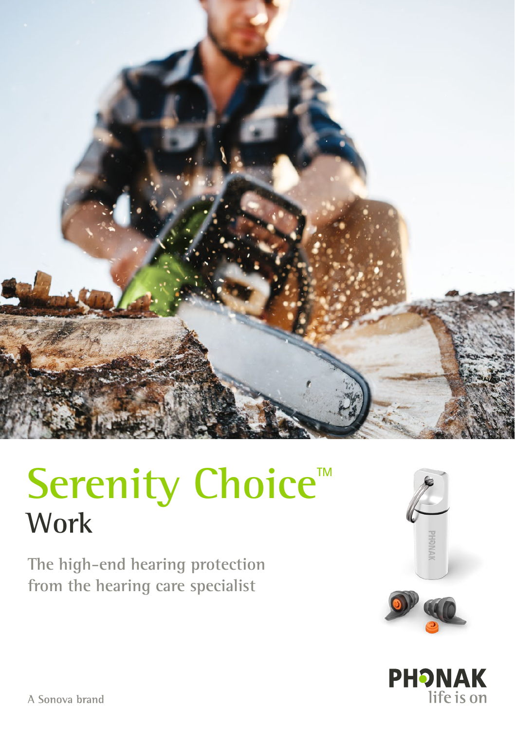# Serenity Choice™

## Work

The high-end hearing protection from the hearing care specialist

A Sonova brand

PHONAK
life is on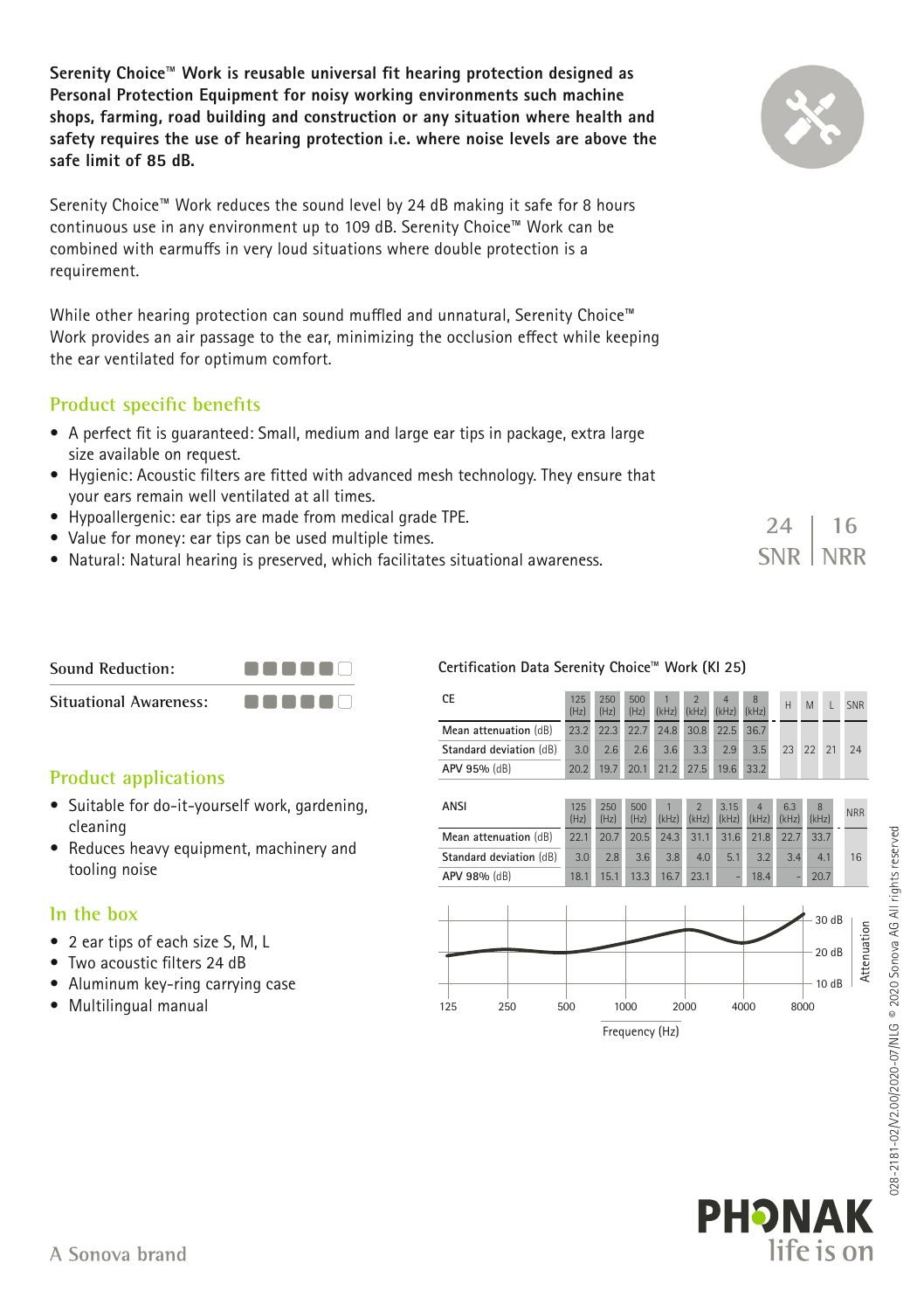**Serenity Choice™ Work is reusable universal fit hearing protection designed as Personal Protection Equipment for noisy working environments such machine shops, farming, road building and construction or any situation where health and safety requires the use of hearing protection i.e. where noise levels are above the safe limit of 85 dB.**

Serenity Choice™ Work reduces the sound level by 24 dB making it safe for 8 hours continuous use in any environment up to 109 dB. Serenity Choice™ Work can be combined with earmuffs in very loud situations where double protection is a requirement.

While other hearing protection can sound muffled and unnatural, Serenity Choice™ Work provides an air passage to the ear, minimizing the occlusion effect while keeping the ear ventilated for optimum comfort.

## Product specific benefits

- A perfect fit is guaranteed: Small, medium and large ear tips in package, extra large size available on request.
- Hygienic: Acoustic filters are fitted with advanced mesh technology. They ensure that your ears remain well ventilated at all times.
- Hypoallergenic: ear tips are made from medical grade TPE.
- Value for money: ear tips can be used multiple times.
- Natural: Natural hearing is preserved, which facilitates situational awareness.

24 SNR | 16 NRR

**Sound Reduction:** ■■■■■□

**Situational Awareness:** ■■■■■□

## Product applications

- Suitable for do-it-yourself work, gardening, cleaning
- Reduces heavy equipment, machinery and tooling noise

## In the box

- 2 ear tips of each size S, M, L
- Two acoustic filters 24 dB
- Aluminum key-ring carrying case
- Multilingual manual

### Certification Data Serenity Choice™ Work (KI 25)

| CE | 125 (Hz) | 250 (Hz) | 500 (Hz) | 1 (kHz) | 2 (kHz) | 4 (kHz) | 8 (kHz) | H | M | L | SNR |
|---|---|---|---|---|---|---|---|---|---|---|---|
| Mean attenuation (dB) | 23.2 | 22.3 | 22.7 | 24.8 | 30.8 | 22.5 | 36.7 | 23 | 22 | 21 | 24 |
| Standard deviation (dB) | 3.0 | 2.6 | 2.6 | 3.6 | 3.3 | 2.9 | 3.5 | | | | |
| APV 95% (dB) | 20.2 | 19.7 | 20.1 | 21.2 | 27.5 | 19.6 | 33.2 | | | | |

| ANSI | 125 (Hz) | 250 (Hz) | 500 (Hz) | 1 (kHz) | 2 (kHz) | 3.15 (kHz) | 4 (kHz) | 6.3 (kHz) | 8 (kHz) | NRR |
|---|---|---|---|---|---|---|---|---|---|---|
| Mean attenuation (dB) | 22.1 | 20.7 | 20.5 | 24.3 | 31.1 | 31.6 | 21.8 | 22.7 | 33.7 | 16 |
| Standard deviation (dB) | 3.0 | 2.8 | 3.6 | 3.8 | 4.0 | 5.1 | 3.2 | 3.4 | 4.1 | |
| APV 98% (dB) | 18.1 | 15.1 | 13.3 | 16.7 | 23.1 | - | 18.4 | - | 20.7 | |

Attenuation

30 dB
20 dB
10 dB

125 250 500 1000 2000 4000 8000

Frequency (Hz)

A Sonova brand

PHONAK life is on

028-2181-02/V2.00/2020-07/NLG © 2020 Sonova AG All rights reserved